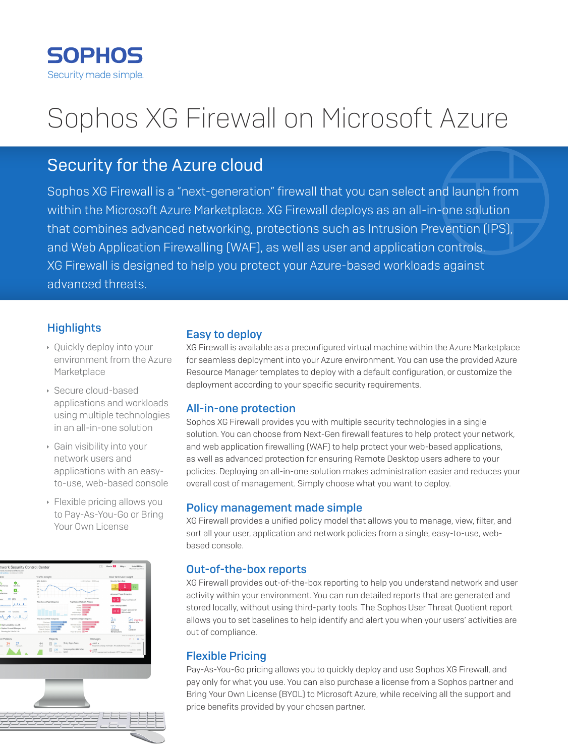SOPHOS

Security made simple.

# Sophos XG Firewall on Microsoft Azure

## Security for the Azure cloud

Sophos XG Firewall is a "next-generation" firewall that you can select and launch from within the Microsoft Azure Marketplace. XG Firewall deploys as an all-in-one solution that combines advanced networking, protections such as Intrusion Prevention (IPS), and Web Application Firewalling (WAF), as well as user and application controls. XG Firewall is designed to help you protect your Azure-based workloads against advanced threats.

### Highlights

- Quickly deploy into your environment from the Azure Marketplace
- Secure cloud-based applications and workloads using multiple technologies in an all-in-one solution
- Gain visibility into your network users and applications with an easy-to-use, web-based console
- Flexible pricing allows you to Pay-As-You-Go or Bring Your Own License

### Easy to deploy

XG Firewall is available as a preconfigured virtual machine within the Azure Marketplace for seamless deployment into your Azure environment. You can use the provided Azure Resource Manager templates to deploy with a default configuration, or customize the deployment according to your specific security requirements.

### All-in-one protection

Sophos XG Firewall provides you with multiple security technologies in a single solution. You can choose from Next-Gen firewall features to help protect your network, and web application firewalling (WAF) to help protect your web-based applications, as well as advanced protection for ensuring Remote Desktop users adhere to your policies. Deploying an all-in-one solution makes administration easier and reduces your overall cost of management. Simply choose what you want to deploy.

### Policy management made simple

XG Firewall provides a unified policy model that allows you to manage, view, filter, and sort all your user, application and network policies from a single, easy-to-use, web-based console.

### Out-of-the-box reports

XG Firewall provides out-of-the-box reporting to help you understand network and user activity within your environment. You can run detailed reports that are generated and stored locally, without using third-party tools. The Sophos User Threat Quotient report allows you to set baselines to help identify and alert you when your users' activities are out of compliance.

### Flexible Pricing

Pay-As-You-Go pricing allows you to quickly deploy and use Sophos XG Firewall, and pay only for what you use. You can also purchase a license from a Sophos partner and Bring Your Own License (BYOL) to Microsoft Azure, while receiving all the support and price benefits provided by your chosen partner.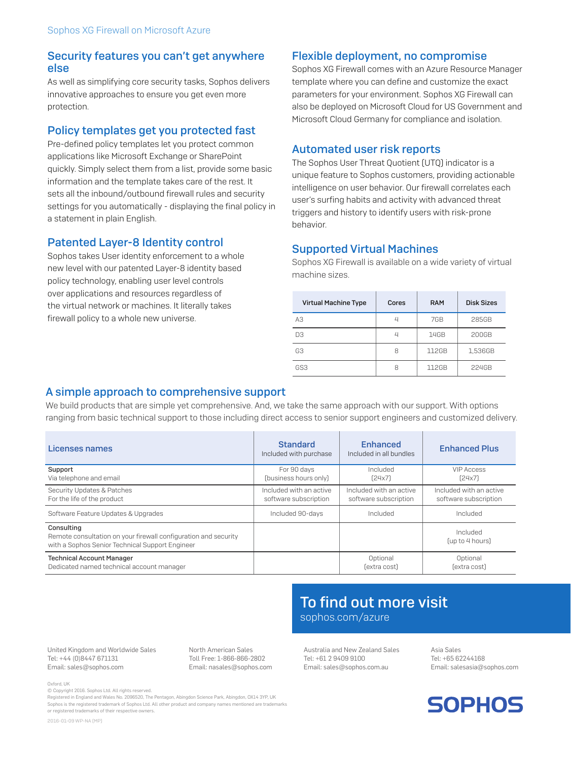## Security features you can't get anywhere else

As well as simplifying core security tasks, Sophos delivers innovative approaches to ensure you get even more protection.

## Policy templates get you protected fast

Pre-defined policy templates let you protect common applications like Microsoft Exchange or SharePoint quickly. Simply select them from a list, provide some basic information and the template takes care of the rest. It sets all the inbound/outbound firewall rules and security settings for you automatically - displaying the final policy in a statement in plain English.

## Patented Layer-8 Identity control

Sophos takes User identity enforcement to a whole new level with our patented Layer-8 identity based policy technology, enabling user level controls over applications and resources regardless of the virtual network or machines. It literally takes firewall policy to a whole new universe.

## Flexible deployment, no compromise

Sophos XG Firewall comes with an Azure Resource Manager template where you can define and customize the exact parameters for your environment. Sophos XG Firewall can also be deployed on Microsoft Cloud for US Government and Microsoft Cloud Germany for compliance and isolation.

## Automated user risk reports

The Sophos User Threat Quotient (UTQ) indicator is a unique feature to Sophos customers, providing actionable intelligence on user behavior. Our firewall correlates each user's surfing habits and activity with advanced threat triggers and history to identify users with risk-prone behavior.

## Supported Virtual Machines

Sophos XG Firewall is available on a wide variety of virtual machine sizes.

| Virtual Machine Type | Cores | RAM | Disk Sizes |
|---|---|---|---|
| A3 | 4 | 7GB | 285GB |
| D3 | 4 | 14GB | 200GB |
| G3 | 8 | 112GB | 1,536GB |
| GS3 | 8 | 112GB | 224GB |

## A simple approach to comprehensive support

We build products that are simple yet comprehensive. And, we take the same approach with our support. With options ranging from basic technical support to those including direct access to senior support engineers and customized delivery.

| Licenses names | Standard<br>Included with purchase | Enhanced<br>Included in all bundles | Enhanced Plus |
|---|---|---|---|
| **Support**<br>Via telephone and email | For 90 days<br>(business hours only) | Included<br>(24x7) | VIP Access<br>(24x7) |
| Security Updates & Patches<br>For the life of the product | Included with an active software subscription | Included with an active software subscription | Included with an active software subscription |
| Software Feature Updates & Upgrades | Included 90-days | Included | Included |
| **Consulting**<br>Remote consultation on your firewall configuration and security with a Sophos Senior Technical Support Engineer | | | Included<br>(up to 4 hours) |
| **Technical Account Manager**<br>Dedicated named technical account manager | | Optional<br>(extra cost) | Optional<br>(extra cost) |

## To find out more visit

sophos.com/azure

United Kingdom and Worldwide Sales
Tel: +44 (0)8447 671131
Email: sales@sophos.com

North American Sales
Toll Free: 1-866-866-2802
Email: nasales@sophos.com

Australia and New Zealand Sales
Tel: +61 2 9409 9100
Email: sales@sophos.com.au

Asia Sales
Tel: +65 62244168
Email: salesasia@sophos.com

Oxford, UK
© Copyright 2016. Sophos Ltd. All rights reserved.
Registered in England and Wales No. 2096520, The Pentagon, Abingdon Science Park, Abingdon, OX14 3YP, UK
Sophos is the registered trademark of Sophos Ltd. All other product and company names mentioned are trademarks or registered trademarks of their respective owners.

2016-01-09 WP-NA (MP)

SOPHOS